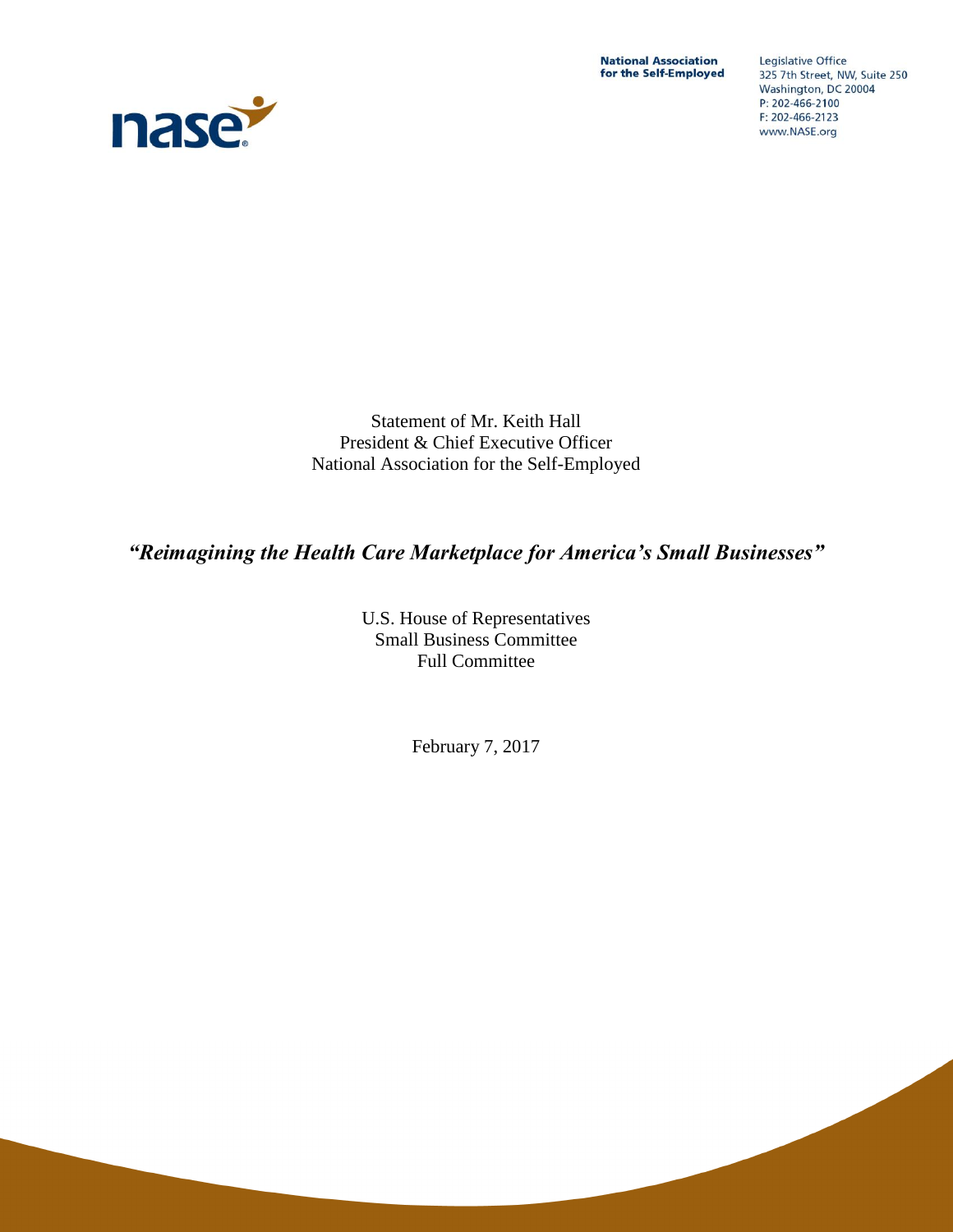**National Association for the Self-Employed**

Legislative Office
325 7th Street, NW, Suite 250
Washington, DC 20004
P: 202-466-2100
F: 202-466-2123
www.NASE.org

Statement of Mr. Keith Hall
President & Chief Executive Officer
National Association for the Self-Employed

## *"Reimagining the Health Care Marketplace for America's Small Businesses"*

U.S. House of Representatives
Small Business Committee
Full Committee

February 7, 2017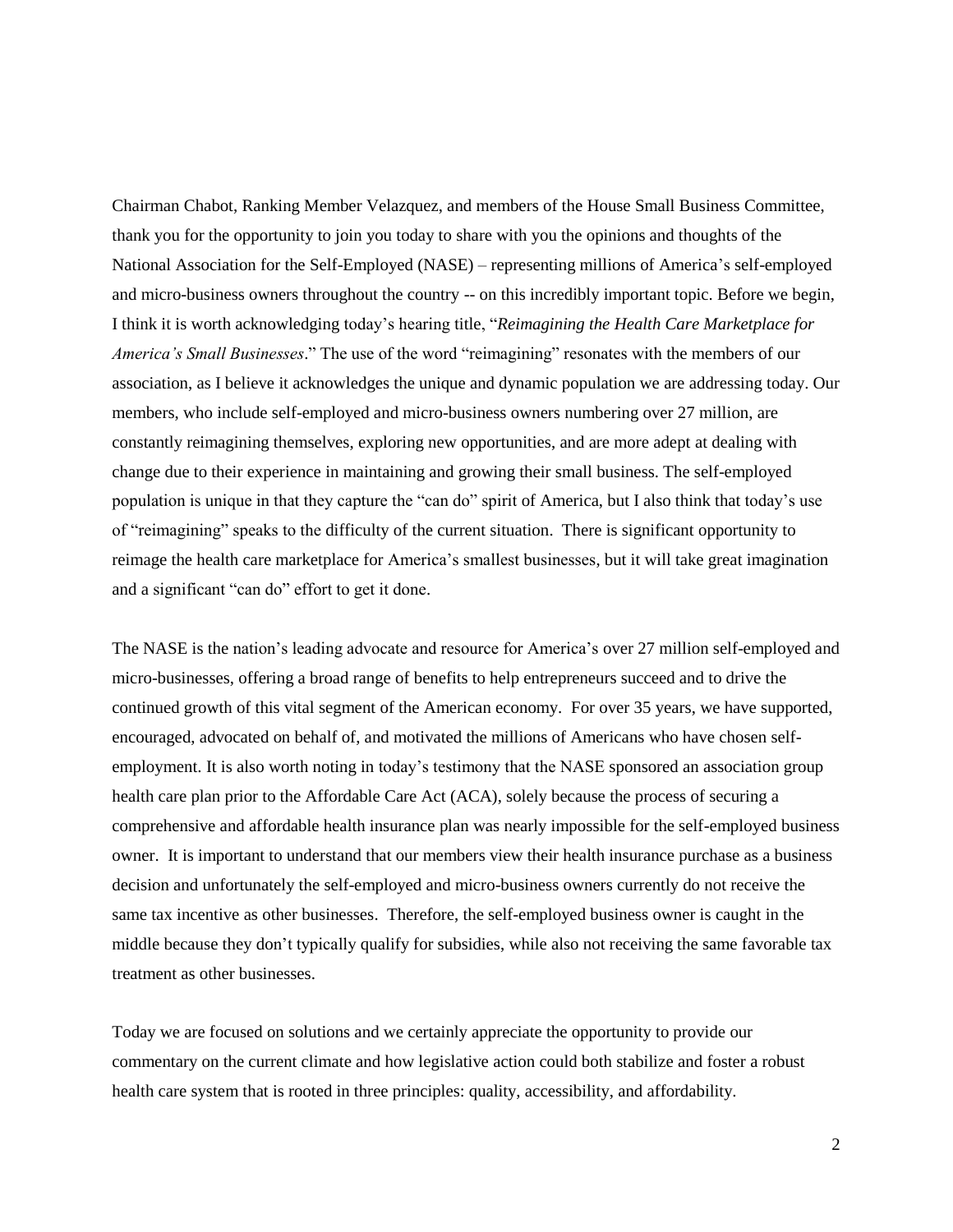Chairman Chabot, Ranking Member Velazquez, and members of the House Small Business Committee, thank you for the opportunity to join you today to share with you the opinions and thoughts of the National Association for the Self-Employed (NASE) – representing millions of America's self-employed and micro-business owners throughout the country -- on this incredibly important topic. Before we begin, I think it is worth acknowledging today's hearing title, "*Reimagining the Health Care Marketplace for America's Small Businesses*." The use of the word "reimagining" resonates with the members of our association, as I believe it acknowledges the unique and dynamic population we are addressing today. Our members, who include self-employed and micro-business owners numbering over 27 million, are constantly reimagining themselves, exploring new opportunities, and are more adept at dealing with change due to their experience in maintaining and growing their small business. The self-employed population is unique in that they capture the "can do" spirit of America, but I also think that today's use of "reimagining" speaks to the difficulty of the current situation. There is significant opportunity to reimage the health care marketplace for America's smallest businesses, but it will take great imagination and a significant "can do" effort to get it done.

The NASE is the nation's leading advocate and resource for America's over 27 million self-employed and micro-businesses, offering a broad range of benefits to help entrepreneurs succeed and to drive the continued growth of this vital segment of the American economy. For over 35 years, we have supported, encouraged, advocated on behalf of, and motivated the millions of Americans who have chosen self-employment. It is also worth noting in today's testimony that the NASE sponsored an association group health care plan prior to the Affordable Care Act (ACA), solely because the process of securing a comprehensive and affordable health insurance plan was nearly impossible for the self-employed business owner. It is important to understand that our members view their health insurance purchase as a business decision and unfortunately the self-employed and micro-business owners currently do not receive the same tax incentive as other businesses. Therefore, the self-employed business owner is caught in the middle because they don't typically qualify for subsidies, while also not receiving the same favorable tax treatment as other businesses.

Today we are focused on solutions and we certainly appreciate the opportunity to provide our commentary on the current climate and how legislative action could both stabilize and foster a robust health care system that is rooted in three principles: quality, accessibility, and affordability.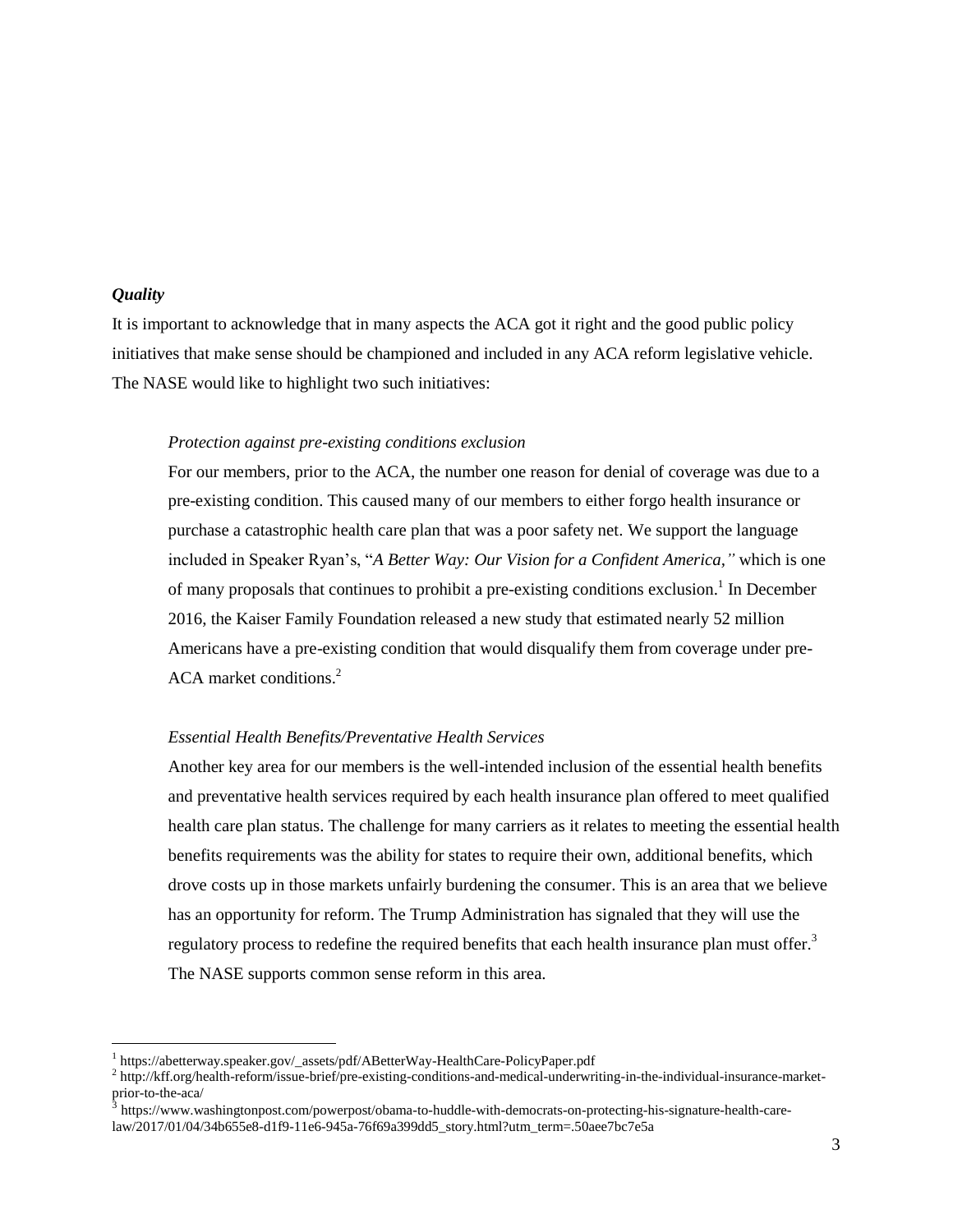***Quality***

It is important to acknowledge that in many aspects the ACA got it right and the good public policy initiatives that make sense should be championed and included in any ACA reform legislative vehicle. The NASE would like to highlight two such initiatives:

*Protection against pre-existing conditions exclusion*

For our members, prior to the ACA, the number one reason for denial of coverage was due to a pre-existing condition. This caused many of our members to either forgo health insurance or purchase a catastrophic health care plan that was a poor safety net. We support the language included in Speaker Ryan's, "*A Better Way: Our Vision for a Confident America,"* which is one of many proposals that continues to prohibit a pre-existing conditions exclusion.[1] In December 2016, the Kaiser Family Foundation released a new study that estimated nearly 52 million Americans have a pre-existing condition that would disqualify them from coverage under pre-ACA market conditions.[2]

*Essential Health Benefits/Preventative Health Services*

Another key area for our members is the well-intended inclusion of the essential health benefits and preventative health services required by each health insurance plan offered to meet qualified health care plan status. The challenge for many carriers as it relates to meeting the essential health benefits requirements was the ability for states to require their own, additional benefits, which drove costs up in those markets unfairly burdening the consumer. This is an area that we believe has an opportunity for reform. The Trump Administration has signaled that they will use the regulatory process to redefine the required benefits that each health insurance plan must offer.[3] The NASE supports common sense reform in this area.

---

[1] https://abetterway.speaker.gov/_assets/pdf/ABetterWay-HealthCare-PolicyPaper.pdf

[2] http://kff.org/health-reform/issue-brief/pre-existing-conditions-and-medical-underwriting-in-the-individual-insurance-market-prior-to-the-aca/

[3] https://www.washingtonpost.com/powerpost/obama-to-huddle-with-democrats-on-protecting-his-signature-health-care-law/2017/01/04/34b655e8-d1f9-11e6-945a-76f69a399dd5_story.html?utm_term=.50aee7bc7e5a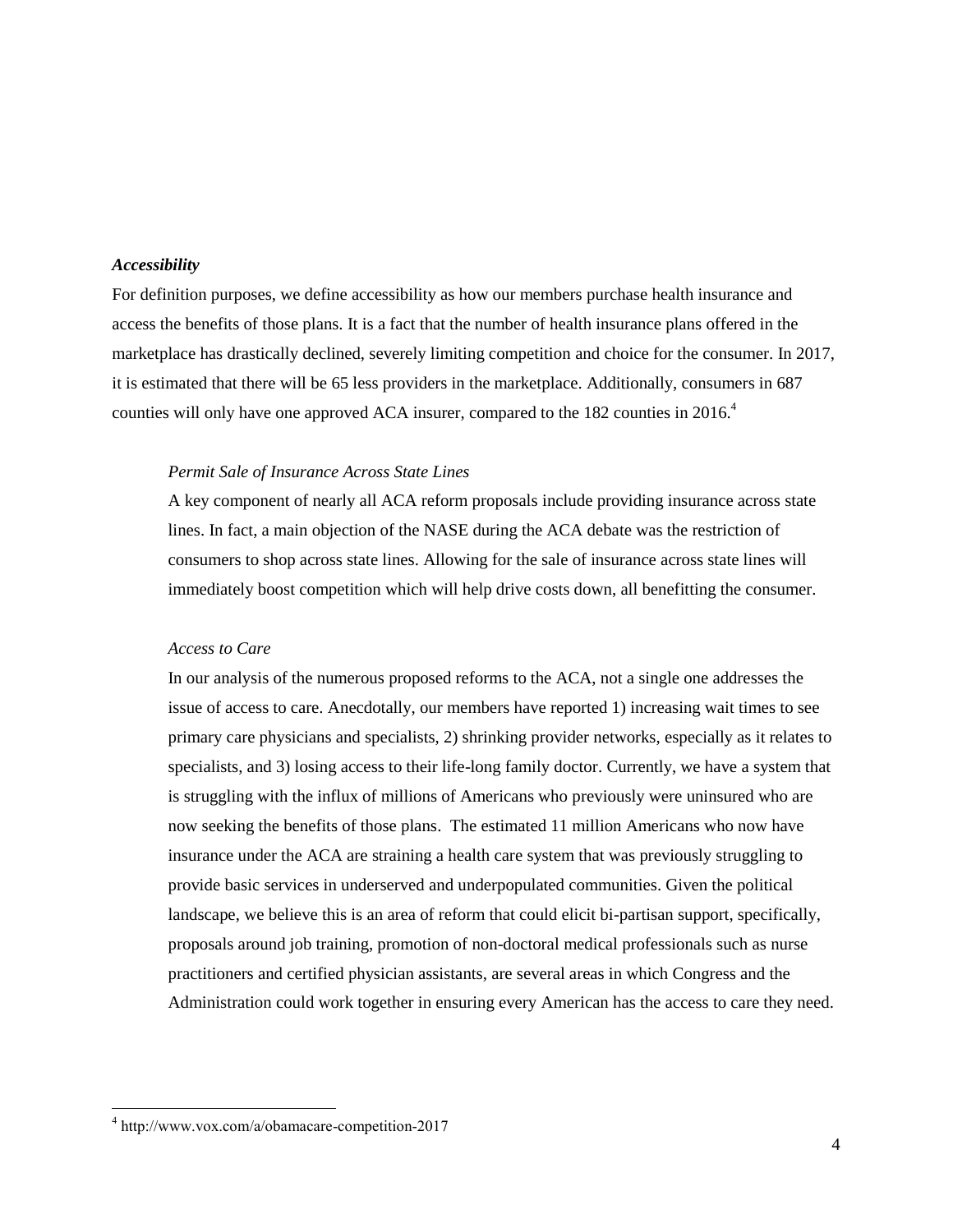***Accessibility***

For definition purposes, we define accessibility as how our members purchase health insurance and access the benefits of those plans. It is a fact that the number of health insurance plans offered in the marketplace has drastically declined, severely limiting competition and choice for the consumer. In 2017, it is estimated that there will be 65 less providers in the marketplace. Additionally, consumers in 687 counties will only have one approved ACA insurer, compared to the 182 counties in 2016.[4]

*Permit Sale of Insurance Across State Lines*

A key component of nearly all ACA reform proposals include providing insurance across state lines. In fact, a main objection of the NASE during the ACA debate was the restriction of consumers to shop across state lines. Allowing for the sale of insurance across state lines will immediately boost competition which will help drive costs down, all benefitting the consumer.

*Access to Care*

In our analysis of the numerous proposed reforms to the ACA, not a single one addresses the issue of access to care. Anecdotally, our members have reported 1) increasing wait times to see primary care physicians and specialists, 2) shrinking provider networks, especially as it relates to specialists, and 3) losing access to their life-long family doctor. Currently, we have a system that is struggling with the influx of millions of Americans who previously were uninsured who are now seeking the benefits of those plans. The estimated 11 million Americans who now have insurance under the ACA are straining a health care system that was previously struggling to provide basic services in underserved and underpopulated communities. Given the political landscape, we believe this is an area of reform that could elicit bi-partisan support, specifically, proposals around job training, promotion of non-doctoral medical professionals such as nurse practitioners and certified physician assistants, are several areas in which Congress and the Administration could work together in ensuring every American has the access to care they need.

[4] http://www.vox.com/a/obamacare-competition-2017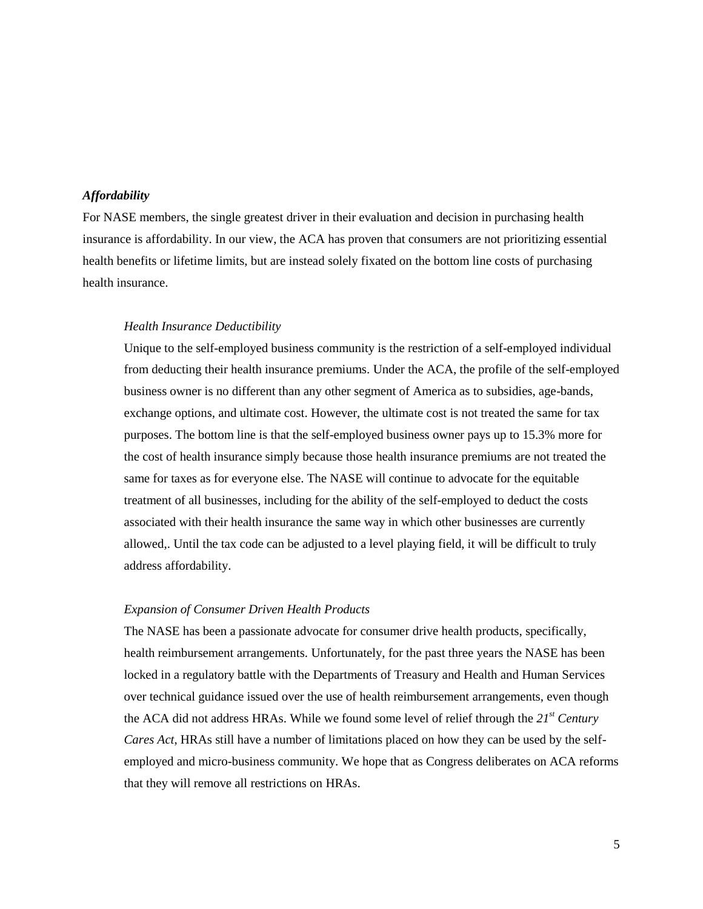***Affordability***

For NASE members, the single greatest driver in their evaluation and decision in purchasing health insurance is affordability. In our view, the ACA has proven that consumers are not prioritizing essential health benefits or lifetime limits, but are instead solely fixated on the bottom line costs of purchasing health insurance.

*Health Insurance Deductibility*

Unique to the self-employed business community is the restriction of a self-employed individual from deducting their health insurance premiums. Under the ACA, the profile of the self-employed business owner is no different than any other segment of America as to subsidies, age-bands, exchange options, and ultimate cost. However, the ultimate cost is not treated the same for tax purposes. The bottom line is that the self-employed business owner pays up to 15.3% more for the cost of health insurance simply because those health insurance premiums are not treated the same for taxes as for everyone else. The NASE will continue to advocate for the equitable treatment of all businesses, including for the ability of the self-employed to deduct the costs associated with their health insurance the same way in which other businesses are currently allowed,. Until the tax code can be adjusted to a level playing field, it will be difficult to truly address affordability.

*Expansion of Consumer Driven Health Products*

The NASE has been a passionate advocate for consumer drive health products, specifically, health reimbursement arrangements. Unfortunately, for the past three years the NASE has been locked in a regulatory battle with the Departments of Treasury and Health and Human Services over technical guidance issued over the use of health reimbursement arrangements, even though the ACA did not address HRAs. While we found some level of relief through the *21st Century Cares Act*, HRAs still have a number of limitations placed on how they can be used by the self-employed and micro-business community. We hope that as Congress deliberates on ACA reforms that they will remove all restrictions on HRAs.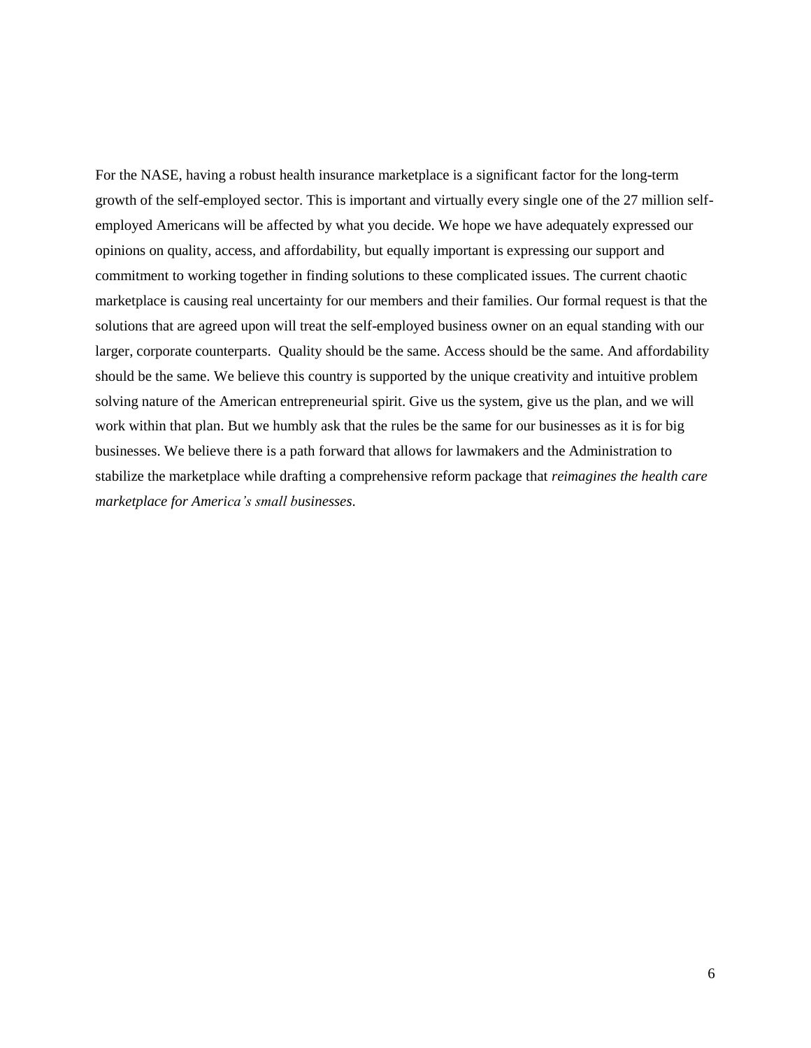For the NASE, having a robust health insurance marketplace is a significant factor for the long-term growth of the self-employed sector. This is important and virtually every single one of the 27 million self-employed Americans will be affected by what you decide. We hope we have adequately expressed our opinions on quality, access, and affordability, but equally important is expressing our support and commitment to working together in finding solutions to these complicated issues. The current chaotic marketplace is causing real uncertainty for our members and their families. Our formal request is that the solutions that are agreed upon will treat the self-employed business owner on an equal standing with our larger, corporate counterparts. Quality should be the same. Access should be the same. And affordability should be the same. We believe this country is supported by the unique creativity and intuitive problem solving nature of the American entrepreneurial spirit. Give us the system, give us the plan, and we will work within that plan. But we humbly ask that the rules be the same for our businesses as it is for big businesses. We believe there is a path forward that allows for lawmakers and the Administration to stabilize the marketplace while drafting a comprehensive reform package that *reimagines the health care marketplace for America's small businesses*.